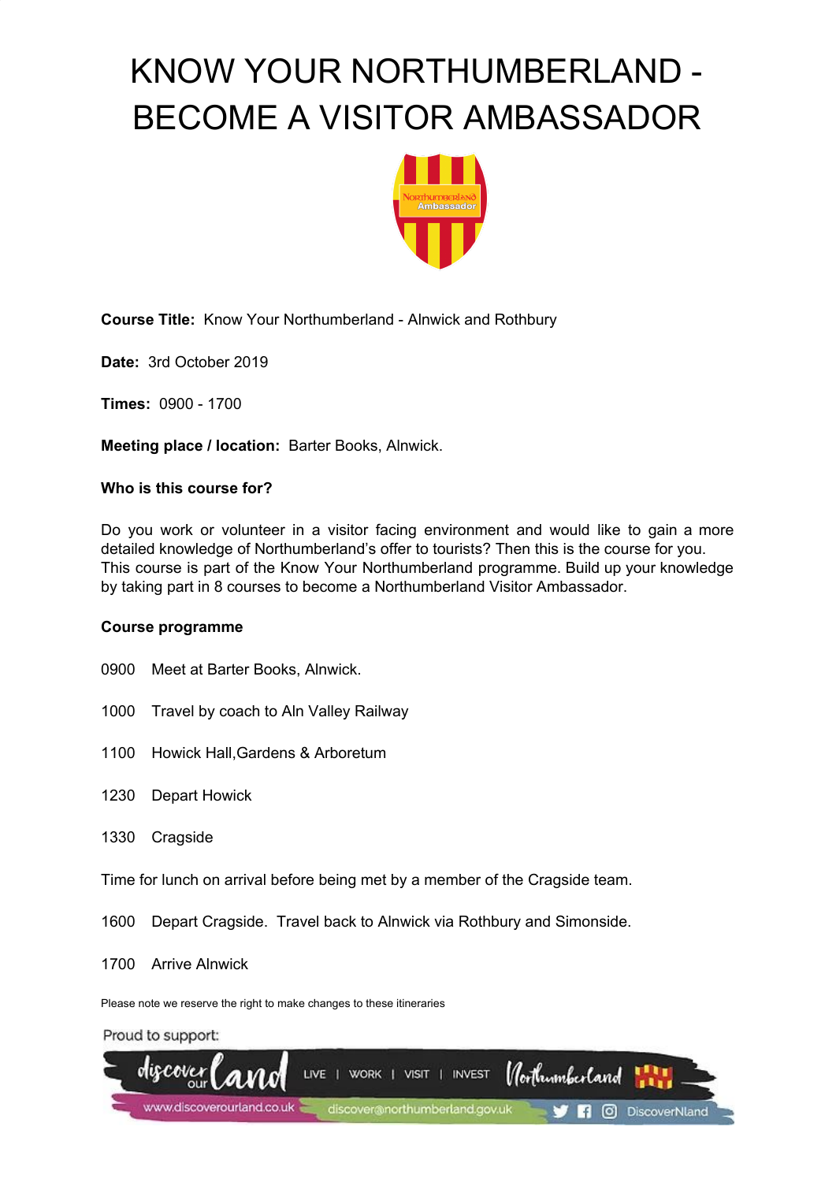# KNOW YOUR NORTHUMBERLAND - BECOME A VISITOR AMBASSADOR

**Course Title:** Know Your Northumberland - Alnwick and Rothbury

**Date:** 3rd October 2019

**Times:** 0900 - 1700

**Meeting place / location:** Barter Books, Alnwick.

**Who is this course for?**

Do you work or volunteer in a visitor facing environment and would like to gain a more detailed knowledge of Northumberland's offer to tourists? Then this is the course for you. This course is part of the Know Your Northumberland programme. Build up your knowledge by taking part in 8 courses to become a Northumberland Visitor Ambassador.

**Course programme**

0900 Meet at Barter Books, Alnwick.

1000 Travel by coach to Aln Valley Railway

1100 Howick Hall,Gardens & Arboretum

1230 Depart Howick

1330 Cragside

Time for lunch on arrival before being met by a member of the Cragside team.

1600 Depart Cragside. Travel back to Alnwick via Rothbury and Simonside.

1700 Arrive Alnwick

Please note we reserve the right to make changes to these itineraries

Proud to support:

discover our land | LIVE | WORK | VISIT | INVEST | Northumberland

www.discoverourland.co.uk | discover@northumberland.gov.uk | DiscoverNland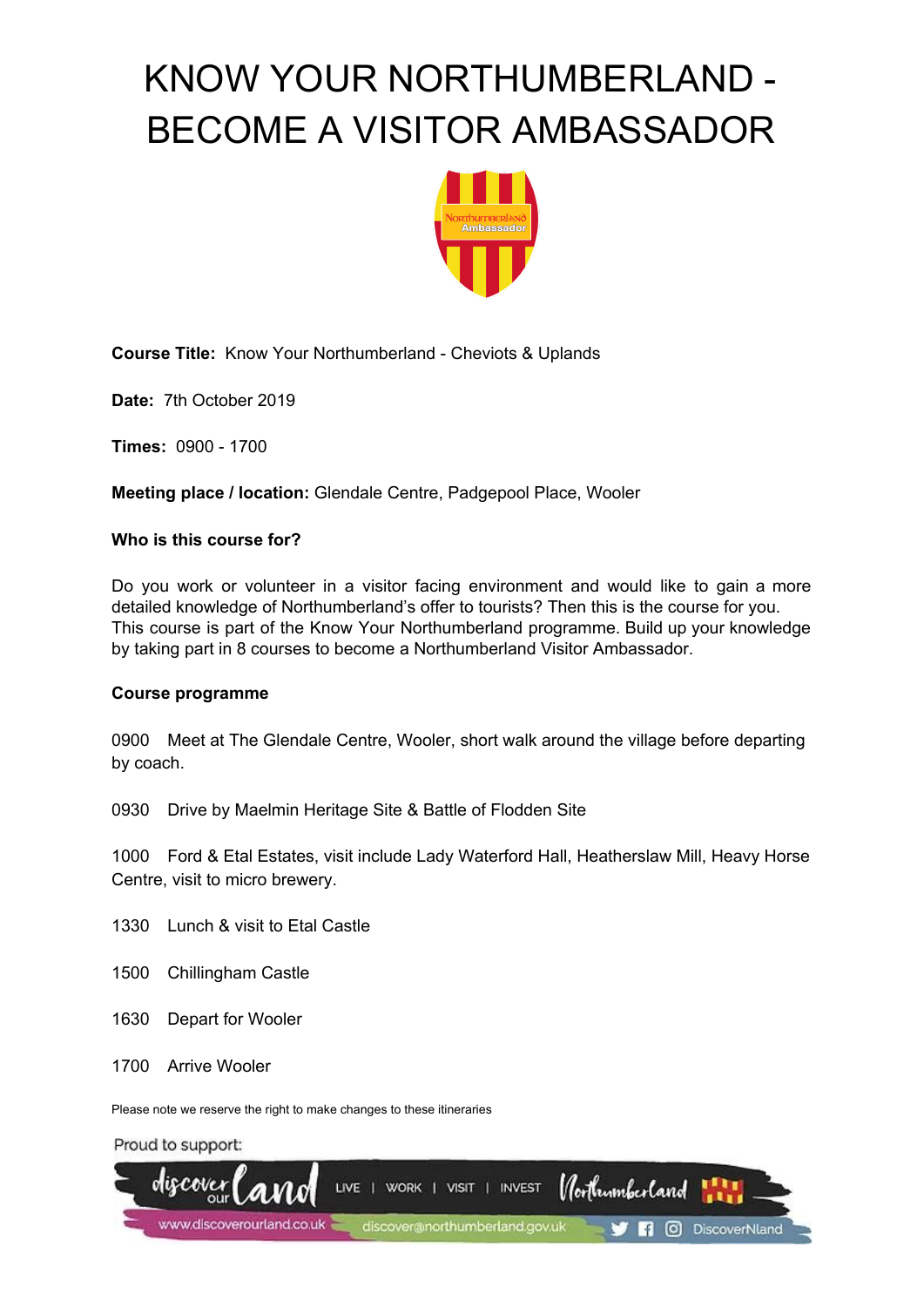# KNOW YOUR NORTHUMBERLAND - BECOME A VISITOR AMBASSADOR

**Course Title:** Know Your Northumberland - Cheviots & Uplands

**Date:** 7th October 2019

**Times:** 0900 - 1700

**Meeting place / location:** Glendale Centre, Padgepool Place, Wooler

**Who is this course for?**

Do you work or volunteer in a visitor facing environment and would like to gain a more detailed knowledge of Northumberland's offer to tourists? Then this is the course for you. This course is part of the Know Your Northumberland programme. Build up your knowledge by taking part in 8 courses to become a Northumberland Visitor Ambassador.

**Course programme**

0900 Meet at The Glendale Centre, Wooler, short walk around the village before departing by coach.

0930 Drive by Maelmin Heritage Site & Battle of Flodden Site

1000 Ford & Etal Estates, visit include Lady Waterford Hall, Heatherslaw Mill, Heavy Horse Centre, visit to micro brewery.

1330 Lunch & visit to Etal Castle

1500 Chillingham Castle

1630 Depart for Wooler

1700 Arrive Wooler

Please note we reserve the right to make changes to these itineraries

Proud to support:

discover our land | LIVE | WORK | VISIT | INVEST | Northumberland

www.discoverourland.co.uk | discover@northumberland.gov.uk | DiscoverNland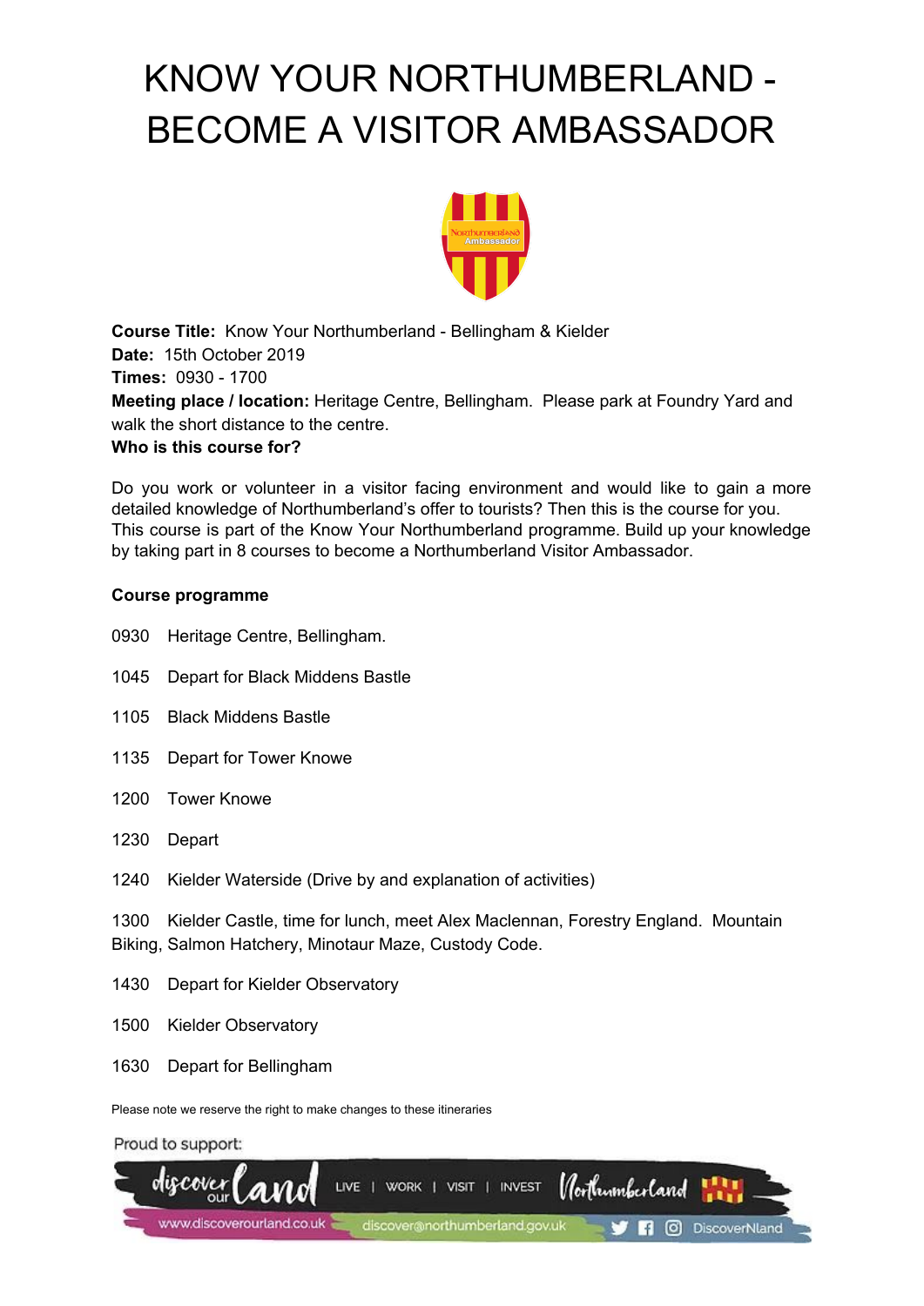// KNOW YOUR NORTHUMBERLAND - BECOME A VISITOR AMBASSADOR

**Course Title:** Know Your Northumberland - Bellingham & Kielder
**Date:** 15th October 2019
**Times:** 0930 - 1700
**Meeting place / location:** Heritage Centre, Bellingham. Please park at Foundry Yard and walk the short distance to the centre.
**Who is this course for?**

Do you work or volunteer in a visitor facing environment and would like to gain a more detailed knowledge of Northumberland's offer to tourists? Then this is the course for you. This course is part of the Know Your Northumberland programme. Build up your knowledge by taking part in 8 courses to become a Northumberland Visitor Ambassador.

**Course programme**

0930 Heritage Centre, Bellingham.

1045 Depart for Black Middens Bastle

1105 Black Middens Bastle

1135 Depart for Tower Knowe

1200 Tower Knowe

1230 Depart

1240 Kielder Waterside (Drive by and explanation of activities)

1300 Kielder Castle, time for lunch, meet Alex Maclennan, Forestry England. Mountain Biking, Salmon Hatchery, Minotaur Maze, Custody Code.

1430 Depart for Kielder Observatory

1500 Kielder Observatory

1630 Depart for Bellingham

Please note we reserve the right to make changes to these itineraries

Proud to support:

discover our land | LIVE | WORK | VISIT | INVEST | Northumberland
www.discoverourland.co.uk | discover@northumberland.gov.uk | DiscoverNland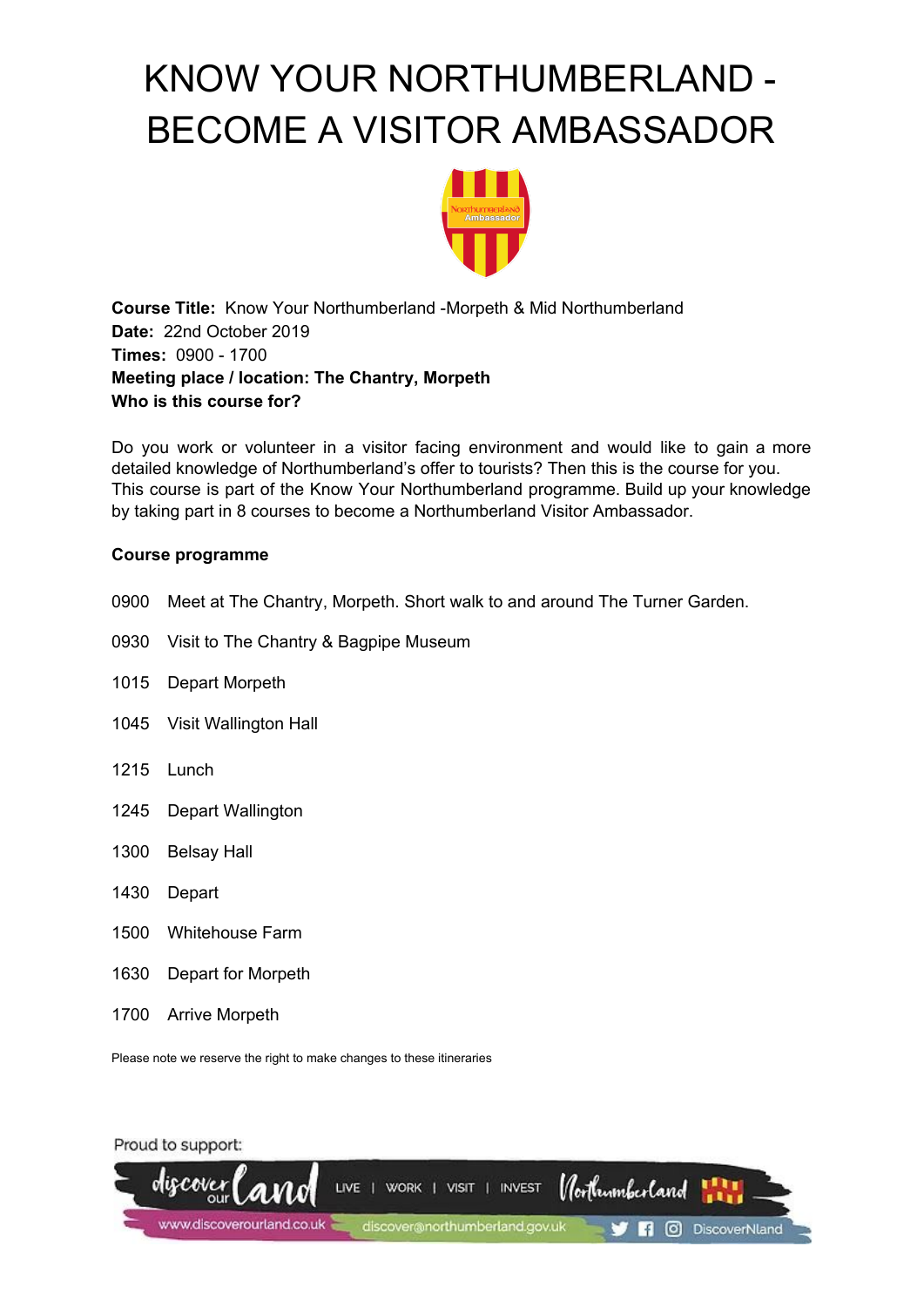# KNOW YOUR NORTHUMBERLAND - BECOME A VISITOR AMBASSADOR

**Course Title:** Know Your Northumberland -Morpeth & Mid Northumberland
**Date:** 22nd October 2019
**Times:** 0900 - 1700
**Meeting place / location: The Chantry, Morpeth**
**Who is this course for?**

Do you work or volunteer in a visitor facing environment and would like to gain a more detailed knowledge of Northumberland's offer to tourists? Then this is the course for you. This course is part of the Know Your Northumberland programme. Build up your knowledge by taking part in 8 courses to become a Northumberland Visitor Ambassador.

**Course programme**

0900 Meet at The Chantry, Morpeth. Short walk to and around The Turner Garden.

0930 Visit to The Chantry & Bagpipe Museum

1015 Depart Morpeth

1045 Visit Wallington Hall

1215 Lunch

1245 Depart Wallington

1300 Belsay Hall

1430 Depart

1500 Whitehouse Farm

1630 Depart for Morpeth

1700 Arrive Morpeth

Please note we reserve the right to make changes to these itineraries

Proud to support:

discover our land LIVE | WORK | VISIT | INVEST Northumberland

www.discoverourland.co.uk discover@northumberland.gov.uk DiscoverNland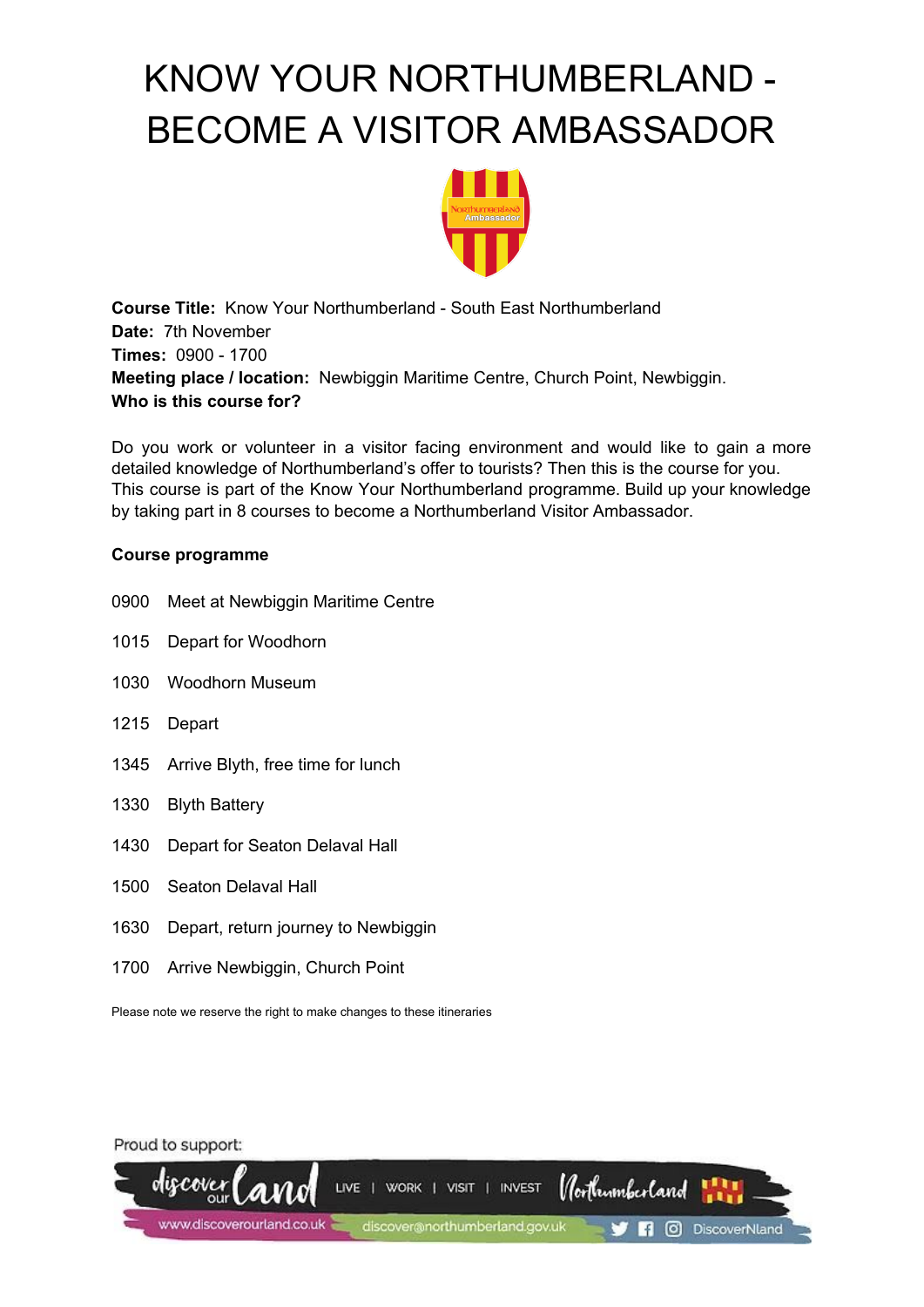# KNOW YOUR NORTHUMBERLAND - BECOME A VISITOR AMBASSADOR

**Course Title:** Know Your Northumberland - South East Northumberland
**Date:** 7th November
**Times:** 0900 - 1700
**Meeting place / location:** Newbiggin Maritime Centre, Church Point, Newbiggin.
**Who is this course for?**

Do you work or volunteer in a visitor facing environment and would like to gain a more detailed knowledge of Northumberland's offer to tourists? Then this is the course for you. This course is part of the Know Your Northumberland programme. Build up your knowledge by taking part in 8 courses to become a Northumberland Visitor Ambassador.

**Course programme**

0900 Meet at Newbiggin Maritime Centre

1015 Depart for Woodhorn

1030 Woodhorn Museum

1215 Depart

1345 Arrive Blyth, free time for lunch

1330 Blyth Battery

1430 Depart for Seaton Delaval Hall

1500 Seaton Delaval Hall

1630 Depart, return journey to Newbiggin

1700 Arrive Newbiggin, Church Point

Please note we reserve the right to make changes to these itineraries

Proud to support:

discover our land | LIVE | WORK | VISIT | INVEST | Northumberland

www.discoverourland.co.uk discover@northumberland.gov.uk DiscoverNland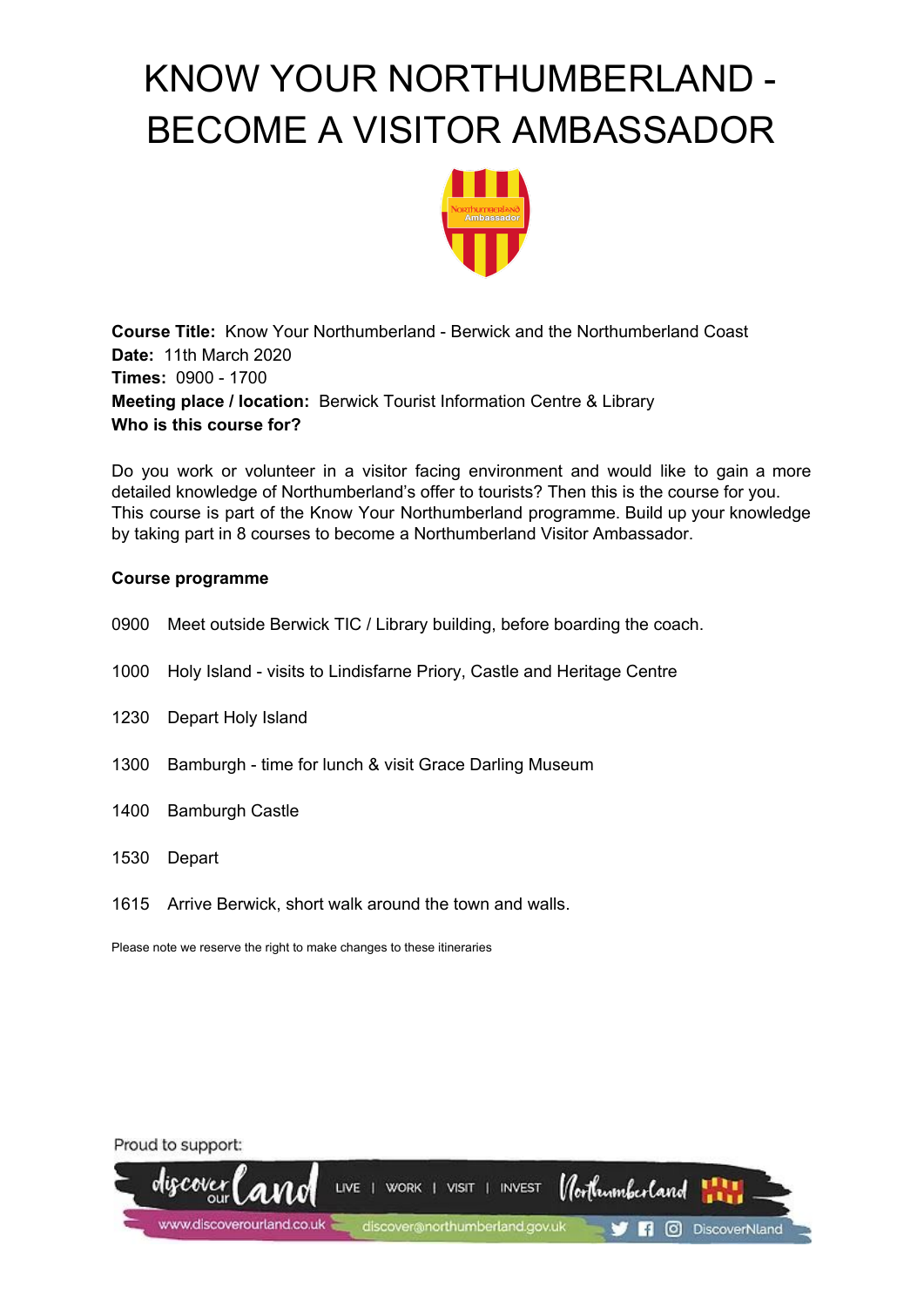# KNOW YOUR NORTHUMBERLAND - BECOME A VISITOR AMBASSADOR

**Course Title:** Know Your Northumberland - Berwick and the Northumberland Coast
**Date:** 11th March 2020
**Times:** 0900 - 1700
**Meeting place / location:** Berwick Tourist Information Centre & Library
**Who is this course for?**

Do you work or volunteer in a visitor facing environment and would like to gain a more detailed knowledge of Northumberland's offer to tourists? Then this is the course for you. This course is part of the Know Your Northumberland programme. Build up your knowledge by taking part in 8 courses to become a Northumberland Visitor Ambassador.

**Course programme**

0900 Meet outside Berwick TIC / Library building, before boarding the coach.

1000 Holy Island - visits to Lindisfarne Priory, Castle and Heritage Centre

1230 Depart Holy Island

1300 Bamburgh - time for lunch & visit Grace Darling Museum

1400 Bamburgh Castle

1530 Depart

1615 Arrive Berwick, short walk around the town and walls.

Please note we reserve the right to make changes to these itineraries

Proud to support:

discover our land | LIVE | WORK | VISIT | INVEST | Northumberland

www.discoverourland.co.uk | discover@northumberland.gov.uk | DiscoverNland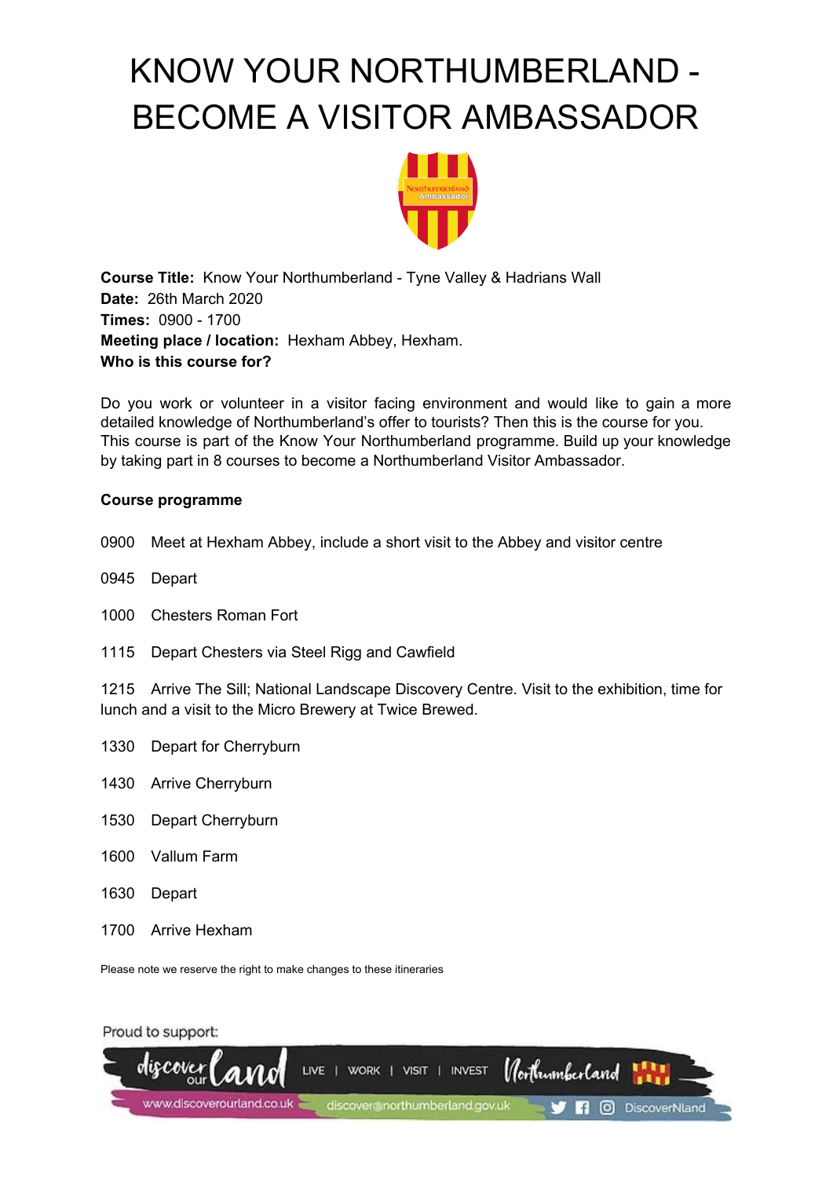# KNOW YOUR NORTHUMBERLAND - BECOME A VISITOR AMBASSADOR

**Course Title:** Know Your Northumberland - Tyne Valley & Hadrians Wall
**Date:** 26th March 2020
**Times:** 0900 - 1700
**Meeting place / location:** Hexham Abbey, Hexham.
**Who is this course for?**

Do you work or volunteer in a visitor facing environment and would like to gain a more detailed knowledge of Northumberland's offer to tourists? Then this is the course for you. This course is part of the Know Your Northumberland programme. Build up your knowledge by taking part in 8 courses to become a Northumberland Visitor Ambassador.

**Course programme**

0900 Meet at Hexham Abbey, include a short visit to the Abbey and visitor centre

0945 Depart

1000 Chesters Roman Fort

1115 Depart Chesters via Steel Rigg and Cawfield

1215 Arrive The Sill; National Landscape Discovery Centre. Visit to the exhibition, time for lunch and a visit to the Micro Brewery at Twice Brewed.

1330 Depart for Cherryburn

1430 Arrive Cherryburn

1530 Depart Cherryburn

1600 Vallum Farm

1630 Depart

1700 Arrive Hexham

Please note we reserve the right to make changes to these itineraries

Proud to support:

discover our land LIVE | WORK | VISIT | INVEST Northumberland

www.discoverourland.co.uk discover@northumberland.gov.uk DiscoverNland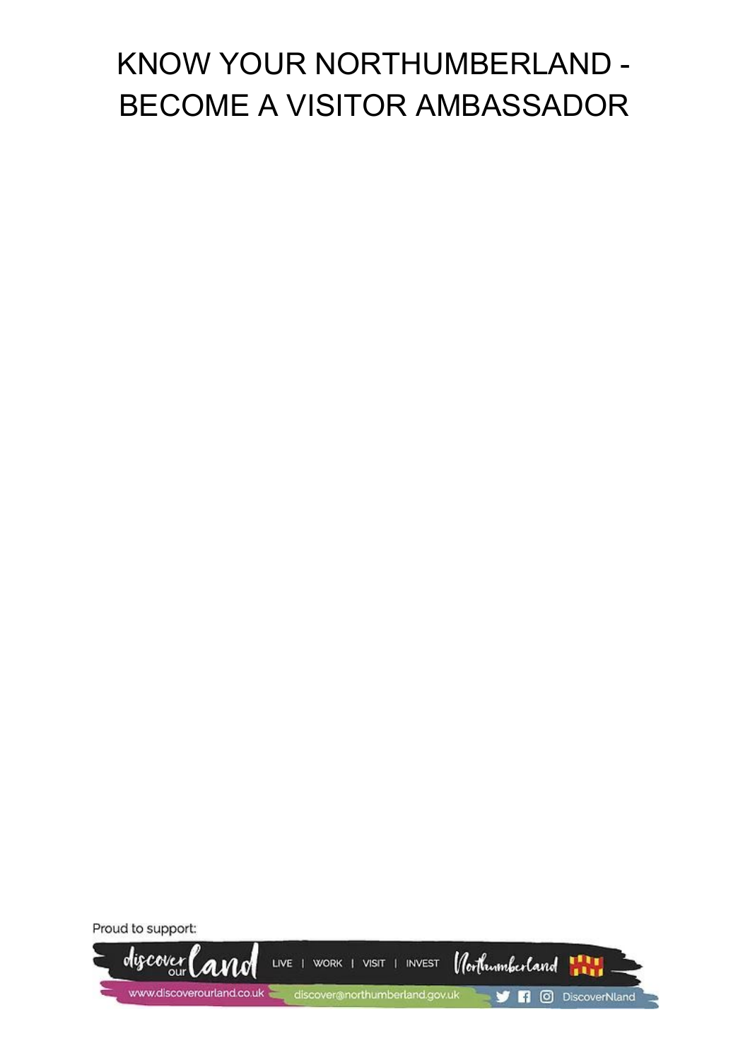# KNOW YOUR NORTHUMBERLAND - BECOME A VISITOR AMBASSADOR

Proud to support:

discover our land LIVE | WORK | VISIT | INVEST Northumberland

www.discoverourland.co.uk discover@northumberland.gov.uk DiscoverNland